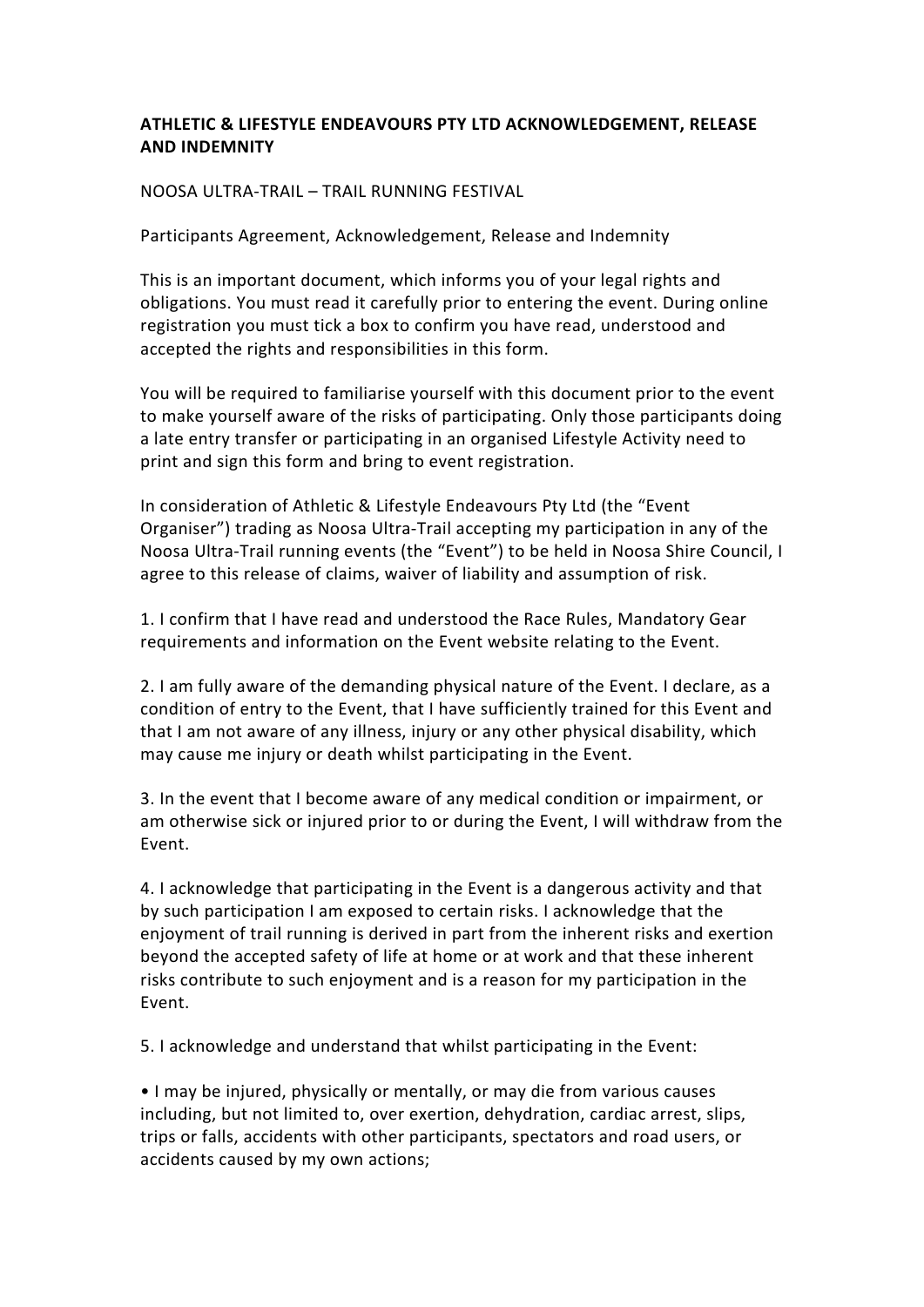**ATHLETIC & LIFESTYLE ENDEAVOURS PTY LTD ACKNOWLEDGEMENT, RELEASE AND INDEMNITY**

NOOSA ULTRA-TRAIL – TRAIL RUNNING FESTIVAL

Participants Agreement, Acknowledgement, Release and Indemnity

This is an important document, which informs you of your legal rights and obligations. You must read it carefully prior to entering the event. During online registration you must tick a box to confirm you have read, understood and accepted the rights and responsibilities in this form.

You will be required to familiarise yourself with this document prior to the event to make yourself aware of the risks of participating. Only those participants doing a late entry transfer or participating in an organised Lifestyle Activity need to print and sign this form and bring to event registration.

In consideration of Athletic & Lifestyle Endeavours Pty Ltd (the "Event Organiser") trading as Noosa Ultra-Trail accepting my participation in any of the Noosa Ultra-Trail running events (the "Event") to be held in Noosa Shire Council, I agree to this release of claims, waiver of liability and assumption of risk.

1. I confirm that I have read and understood the Race Rules, Mandatory Gear requirements and information on the Event website relating to the Event.

2. I am fully aware of the demanding physical nature of the Event. I declare, as a condition of entry to the Event, that I have sufficiently trained for this Event and that I am not aware of any illness, injury or any other physical disability, which may cause me injury or death whilst participating in the Event.

3. In the event that I become aware of any medical condition or impairment, or am otherwise sick or injured prior to or during the Event, I will withdraw from the Event.

4. I acknowledge that participating in the Event is a dangerous activity and that by such participation I am exposed to certain risks. I acknowledge that the enjoyment of trail running is derived in part from the inherent risks and exertion beyond the accepted safety of life at home or at work and that these inherent risks contribute to such enjoyment and is a reason for my participation in the Event.

5. I acknowledge and understand that whilst participating in the Event:

- I may be injured, physically or mentally, or may die from various causes including, but not limited to, over exertion, dehydration, cardiac arrest, slips, trips or falls, accidents with other participants, spectators and road users, or accidents caused by my own actions;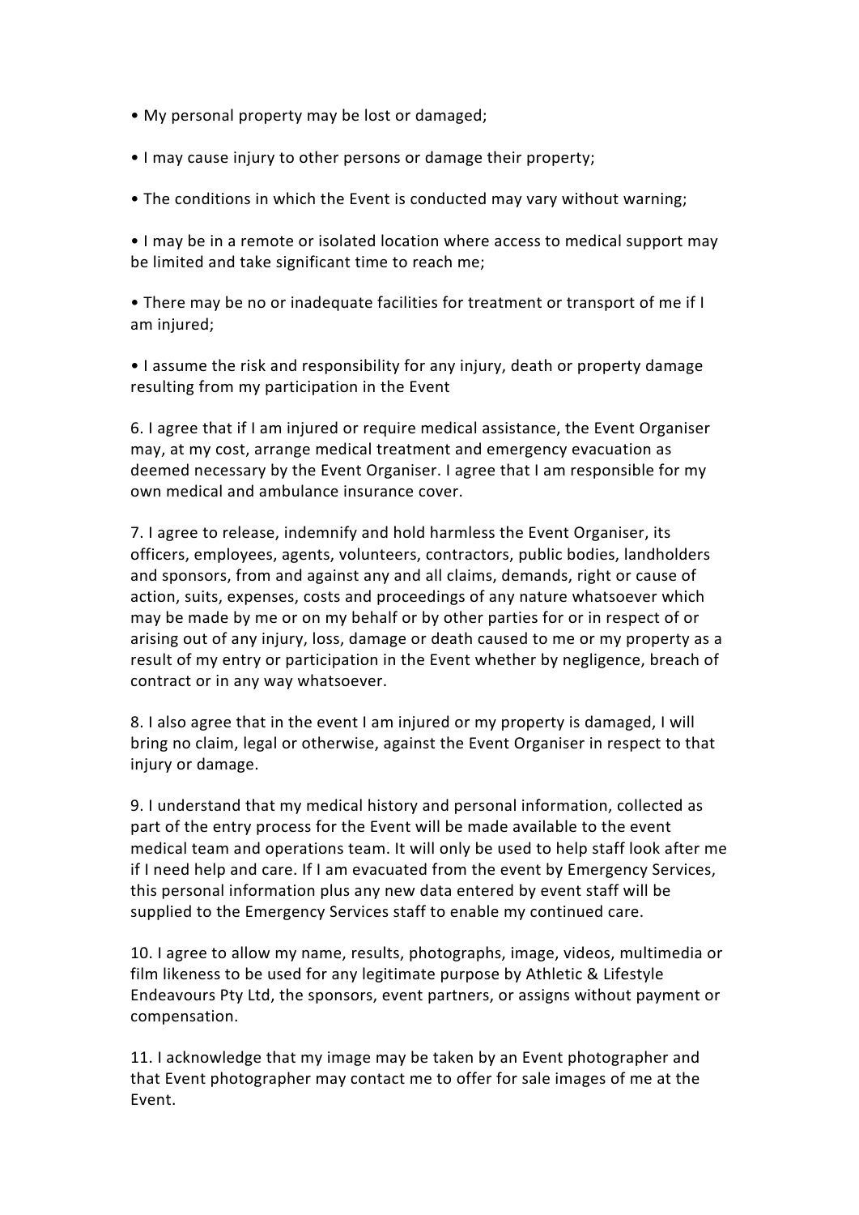- My personal property may be lost or damaged;
- I may cause injury to other persons or damage their property;
- The conditions in which the Event is conducted may vary without warning;
- I may be in a remote or isolated location where access to medical support may be limited and take significant time to reach me;
- There may be no or inadequate facilities for treatment or transport of me if I am injured;
- I assume the risk and responsibility for any injury, death or property damage resulting from my participation in the Event

6. I agree that if I am injured or require medical assistance, the Event Organiser may, at my cost, arrange medical treatment and emergency evacuation as deemed necessary by the Event Organiser. I agree that I am responsible for my own medical and ambulance insurance cover.

7. I agree to release, indemnify and hold harmless the Event Organiser, its officers, employees, agents, volunteers, contractors, public bodies, landholders and sponsors, from and against any and all claims, demands, right or cause of action, suits, expenses, costs and proceedings of any nature whatsoever which may be made by me or on my behalf or by other parties for or in respect of or arising out of any injury, loss, damage or death caused to me or my property as a result of my entry or participation in the Event whether by negligence, breach of contract or in any way whatsoever.

8. I also agree that in the event I am injured or my property is damaged, I will bring no claim, legal or otherwise, against the Event Organiser in respect to that injury or damage.

9. I understand that my medical history and personal information, collected as part of the entry process for the Event will be made available to the event medical team and operations team. It will only be used to help staff look after me if I need help and care. If I am evacuated from the event by Emergency Services, this personal information plus any new data entered by event staff will be supplied to the Emergency Services staff to enable my continued care.

10. I agree to allow my name, results, photographs, image, videos, multimedia or film likeness to be used for any legitimate purpose by Athletic & Lifestyle Endeavours Pty Ltd, the sponsors, event partners, or assigns without payment or compensation.

11. I acknowledge that my image may be taken by an Event photographer and that Event photographer may contact me to offer for sale images of me at the Event.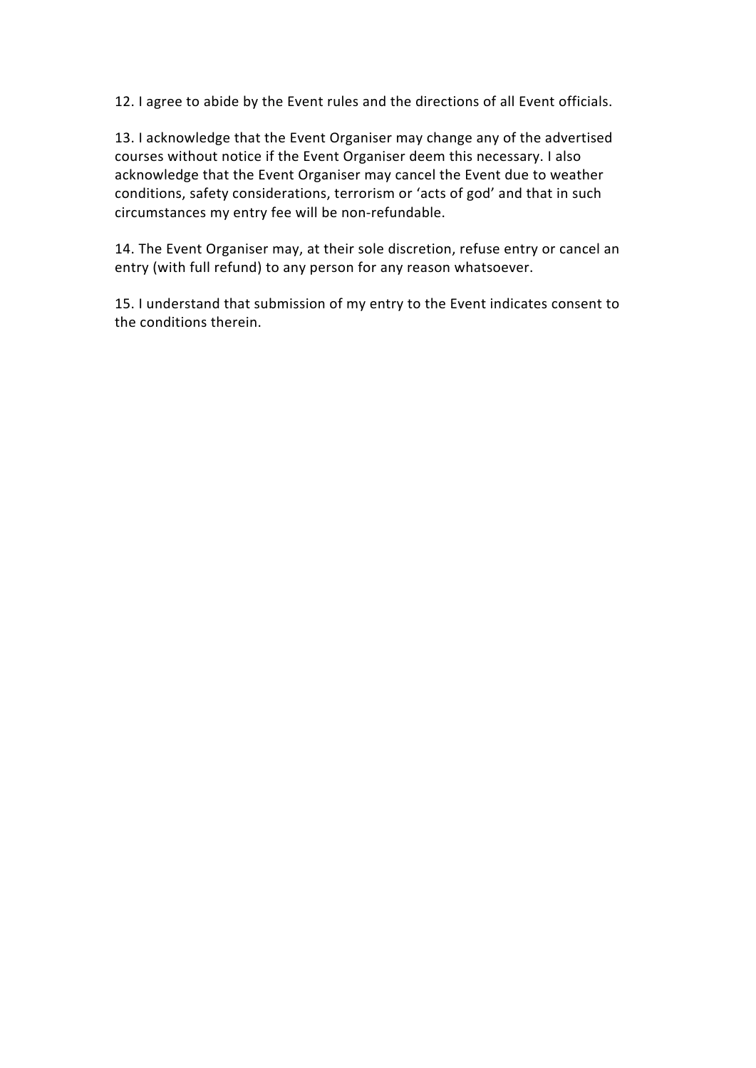12. I agree to abide by the Event rules and the directions of all Event officials.

13. I acknowledge that the Event Organiser may change any of the advertised courses without notice if the Event Organiser deem this necessary. I also acknowledge that the Event Organiser may cancel the Event due to weather conditions, safety considerations, terrorism or 'acts of god' and that in such circumstances my entry fee will be non-refundable.

14. The Event Organiser may, at their sole discretion, refuse entry or cancel an entry (with full refund) to any person for any reason whatsoever.

15. I understand that submission of my entry to the Event indicates consent to the conditions therein.